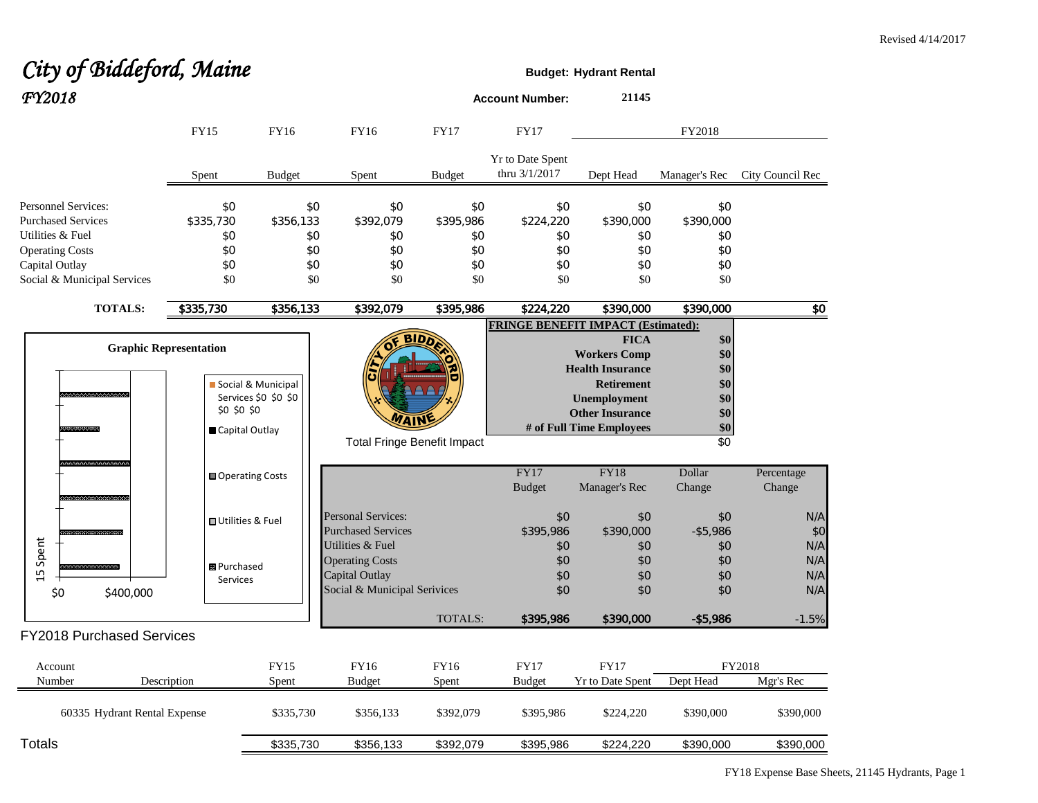Revised 4/14/2017

# *City of Biddeford, Maine*
## *FY2018*

**Budget: Hydrant Rental**

**Account Number:** 21145

| | FY15 | FY16 | FY16 | FY17 | FY17 | FY2018 | | |
|---|---|---|---|---|---|---|---|---|
| | Spent | Budget | Spent | Budget | Yr to Date Spent thru 3/1/2017 | Dept Head | Manager's Rec | City Council Rec |
| Personnel Services: | $0 | $0 | $0 | $0 | $0 | $0 | $0 | |
| Purchased Services | $335,730 | $356,133 | $392,079 | $395,986 | $224,220 | $390,000 | $390,000 | |
| Utilities & Fuel | $0 | $0 | $0 | $0 | $0 | $0 | $0 | |
| Operating Costs | $0 | $0 | $0 | $0 | $0 | $0 | $0 | |
| Capital Outlay | $0 | $0 | $0 | $0 | $0 | $0 | $0 | |
| Social & Municipal Services | $0 | $0 | $0 | $0 | $0 | $0 | $0 | |
| **TOTALS:** | $335,730 | $356,133 | $392,079 | $395,986 | $224,220 | $390,000 | $390,000 | $0 |

**FRINGE BENEFIT IMPACT (Estimated):**

| | |
|---|---|
| **FICA** | **$0** |
| **Workers Comp** | **$0** |
| **Health Insurance** | **$0** |
| **Retirement** | **$0** |
| **Unemployment** | **$0** |
| **Other Insurance** | **$0** |
| **# of Full Time Employees** | **$0** |
| Total Fringe Benefit Impact | $0 |

**Graphic Representation**

| | FY17 Budget | FY18 Manager's Rec | Dollar Change | Percentage Change |
|---|---|---|---|---|
| Personal Services: | $0 | $0 | $0 | N/A |
| Purchased Services | $395,986 | $390,000 | -$5,986 | $0 |
| Utilities & Fuel | $0 | $0 | $0 | N/A |
| Operating Costs | $0 | $0 | $0 | N/A |
| Capital Outlay | $0 | $0 | $0 | N/A |
| Social & Municipal Serivices | $0 | $0 | $0 | N/A |
| TOTALS: | $395,986 | $390,000 | -$5,986 | -1.5% |

## FY2018 Purchased Services

| Account Number | Description | FY15 Spent | FY16 Budget | FY16 Spent | FY17 Budget | FY17 Yr to Date Spent | FY2018 Dept Head | FY2018 Mgr's Rec |
|---|---|---|---|---|---|---|---|---|
| 60335 | Hydrant Rental Expense | $335,730 | $356,133 | $392,079 | $395,986 | $224,220 | $390,000 | $390,000 |
| Totals | | $335,730 | $356,133 | $392,079 | $395,986 | $224,220 | $390,000 | $390,000 |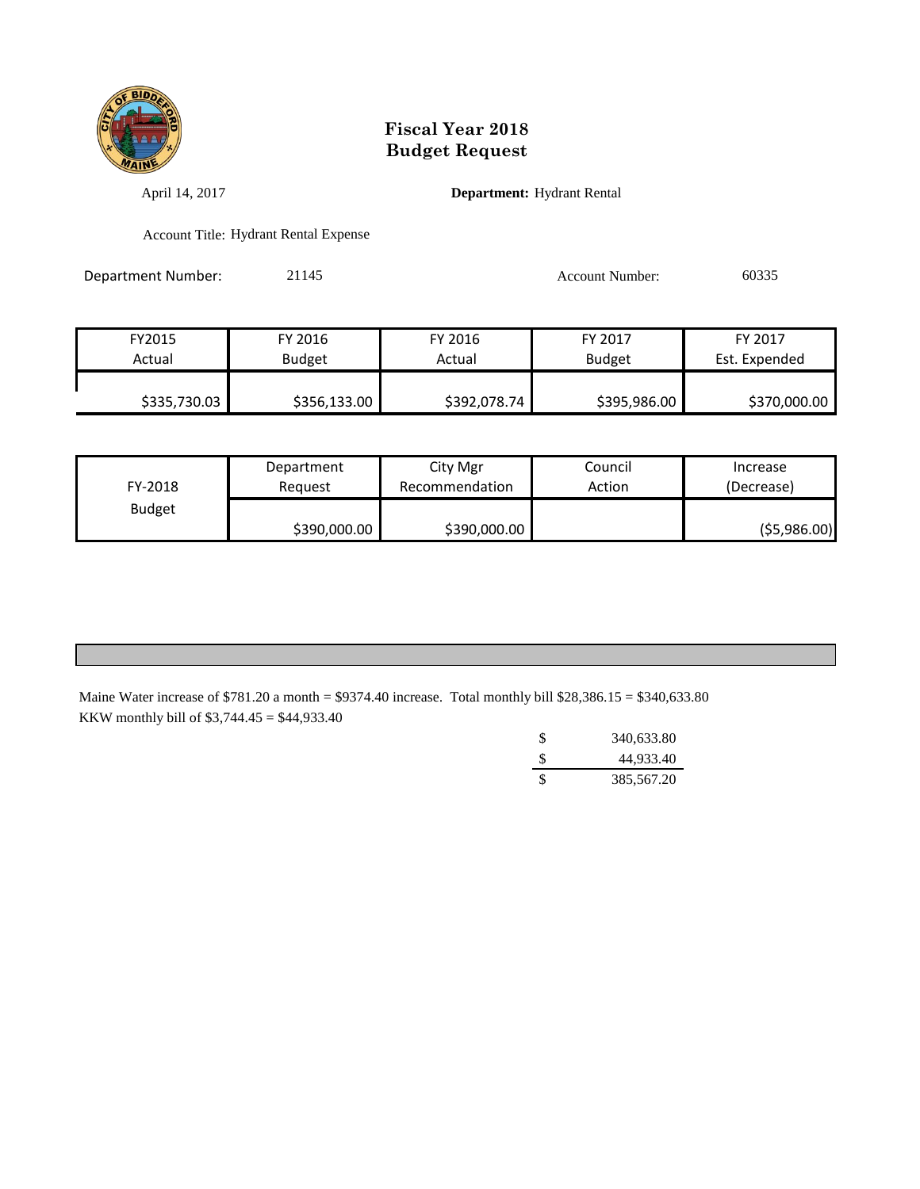# Fiscal Year 2018
# Budget Request

April 14, 2017 **Department:** Hydrant Rental

Account Title: Hydrant Rental Expense

Department Number: 21145 Account Number: 60335

| FY2015 Actual | FY 2016 Budget | FY 2016 Actual | FY 2017 Budget | FY 2017 Est. Expended |
|---|---|---|---|---|
| $335,730.03 | $356,133.00 | $392,078.74 | $395,986.00 | $370,000.00 |

| FY-2018 Budget | Department Request | City Mgr Recommendation | Council Action | Increase (Decrease) |
|---|---|---|---|---|
| | $390,000.00 | $390,000.00 | | ($5,986.00) |

Maine Water increase of $781.20 a month = $9374.40 increase. Total monthly bill $28,386.15 = $340,633.80
KKW monthly bill of $3,744.45 = $44,933.40

| | |
|---|---|
| $ | 340,633.80 |
| $ | 44,933.40 |
| $ | 385,567.20 |